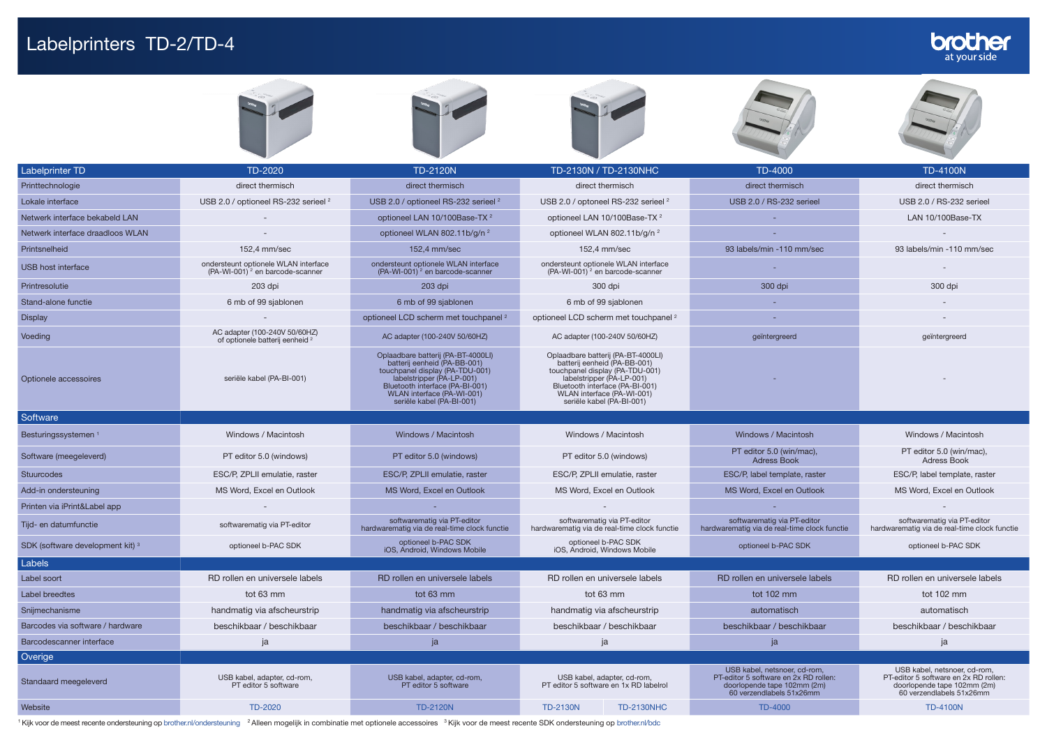# Labelprinters TD-2/TD-4

| Labelprinter TD | TD-2020 | TD-2120N | TD-2130N / TD-2130NHC | TD-4000 | TD-4100N |
|---|---|---|---|---|---|
| Printtechnologie | direct thermisch | direct thermisch | direct thermisch | direct thermisch | direct thermisch |
| Lokale interface | USB 2.0 / optioneel RS-232 serieel [2] | USB 2.0 / optioneel RS-232 serieel [2] | USB 2.0 / optioneel RS-232 serieel [2] | USB 2.0 / RS-232 serieel | USB 2.0 / RS-232 serieel |
| Netwerk interface bekabeld LAN | - | optioneel LAN 10/100Base-TX [2] | optioneel LAN 10/100Base-TX [2] | - | LAN 10/100Base-TX |
| Netwerk interface draadloos WLAN | - | optioneel WLAN 802.11b/g/n [2] | optioneel WLAN 802.11b/g/n [2] | - | - |
| Printsnelheid | 152,4 mm/sec | 152,4 mm/sec | 152,4 mm/sec | 93 labels/min -110 mm/sec | 93 labels/min -110 mm/sec |
| USB host interface | ondersteunt optionele WLAN interface (PA-WI-001) [2] en barcode-scanner | ondersteunt optionele WLAN interface (PA-WI-001) [2] en barcode-scanner | ondersteunt optionele WLAN interface (PA-WI-001) [2] en barcode-scanner | - | - |
| Printresolutie | 203 dpi | 203 dpi | 300 dpi | 300 dpi | 300 dpi |
| Stand-alone functie | 6 mb of 99 sjablonen | 6 mb of 99 sjablonen | 6 mb of 99 sjablonen | - | - |
| Display | - | optioneel LCD scherm met touchpanel [2] | optioneel LCD scherm met touchpanel [2] | - | - |
| Voeding | AC adapter (100-240V 50/60HZ) of optionele batterij eenheid [2] | AC adapter (100-240V 50/60HZ) | AC adapter (100-240V 50/60HZ) | geïntegreerd | geïntegreerd |
| Optionele accessoires | seriële kabel (PA-BI-001) | Oplaadbare batterij (PA-BT-4000LI) batterij eenheid (PA-BB-001) touchpanel display (PA-TDU-001) labelstripper (PA-LP-001) Bluetooth interface (PA-BI-001) WLAN interface (PA-WI-001) seriële kabel (PA-BI-001) | Oplaadbare batterij (PA-BT-4000LI) batterij eenheid (PA-BB-001) touchpanel display (PA-TDU-001) labelstripper (PA-LP-001) Bluetooth interface (PA-BI-001) WLAN interface (PA-WI-001) seriële kabel (PA-BI-001) | - | - |
| **Software** | | | | | |
| Besturingssystemen [1] | Windows / Macintosh | Windows / Macintosh | Windows / Macintosh | Windows / Macintosh | Windows / Macintosh |
| Software (meegeleverd) | PT editor 5.0 (windows) | PT editor 5.0 (windows) | PT editor 5.0 (windows) | PT editor 5.0 (win/mac), Adress Book | PT editor 5.0 (win/mac), Adress Book |
| Stuurcodes | ESC/P, ZPLII emulatie, raster | ESC/P, ZPLII emulatie, raster | ESC/P, ZPLII emulatie, raster | ESC/P, label template, raster | ESC/P, label template, raster |
| Add-in ondersteuning | MS Word, Excel en Outlook | MS Word, Excel en Outlook | MS Word, Excel en Outlook | MS Word, Excel en Outlook | MS Word, Excel en Outlook |
| Printen via iPrint&Label app | - | - | - | - | - |
| Tijd- en datumfunctie | softwarematig via PT-editor | softwarematig via PT-editor hardwarematig via de real-time clock functie | softwarematig via PT-editor hardwarematig via de real-time clock functie | softwarematig via PT-editor hardwarematig via de real-time clock functie | softwarematig via PT-editor hardwarematig via de real-time clock functie |
| SDK (software development kit) [3] | optioneel b-PAC SDK | optioneel b-PAC SDK iOS, Android, Windows Mobile | optioneel b-PAC SDK iOS, Android, Windows Mobile | optioneel b-PAC SDK | optioneel b-PAC SDK |
| **Labels** | | | | | |
| Label soort | RD rollen en universele labels | RD rollen en universele labels | RD rollen en universele labels | RD rollen en universele labels | RD rollen en universele labels |
| Label breedtes | tot 63 mm | tot 63 mm | tot 63 mm | tot 102 mm | tot 102 mm |
| Snijmechanisme | handmatig via afscheurstrip | handmatig via afscheurstrip | handmatig via afscheurstrip | automatisch | automatisch |
| Barcodes via software / hardware | beschikbaar / beschikbaar | beschikbaar / beschikbaar | beschikbaar / beschikbaar | beschikbaar / beschikbaar | beschikbaar / beschikbaar |
| Barcodescanner interface | ja | ja | ja | ja | ja |
| **Overige** | | | | | |
| Standaard meegeleverd | USB kabel, adapter, cd-rom, PT editor 5 software | USB kabel, adapter, cd-rom, PT editor 5 software | USB kabel, adapter, cd-rom, PT editor 5 software en 1x RD labelrol | USB kabel, netsnoer, cd-rom, PT-editor 5 software en 2x RD rollen: doorlopende tape 102mm (2m) 60 verzendlabels 51x26mm | USB kabel, netsnoer, cd-rom, PT-editor 5 software en 2x RD rollen: doorlopende tape 102mm (2m) 60 verzendlabels 51x26mm |
| Website | TD-2020 | TD-2120N | TD-2130N / TD-2130NHC | TD-4000 | TD-4100N |

[1] Kijk voor de meest recente ondersteuning op brother.nl/ondersteuning [2] Alleen mogelijk in combinatie met optionele accessoires [3] Kijk voor de meest recente SDK ondersteuning op brother.nl/bdc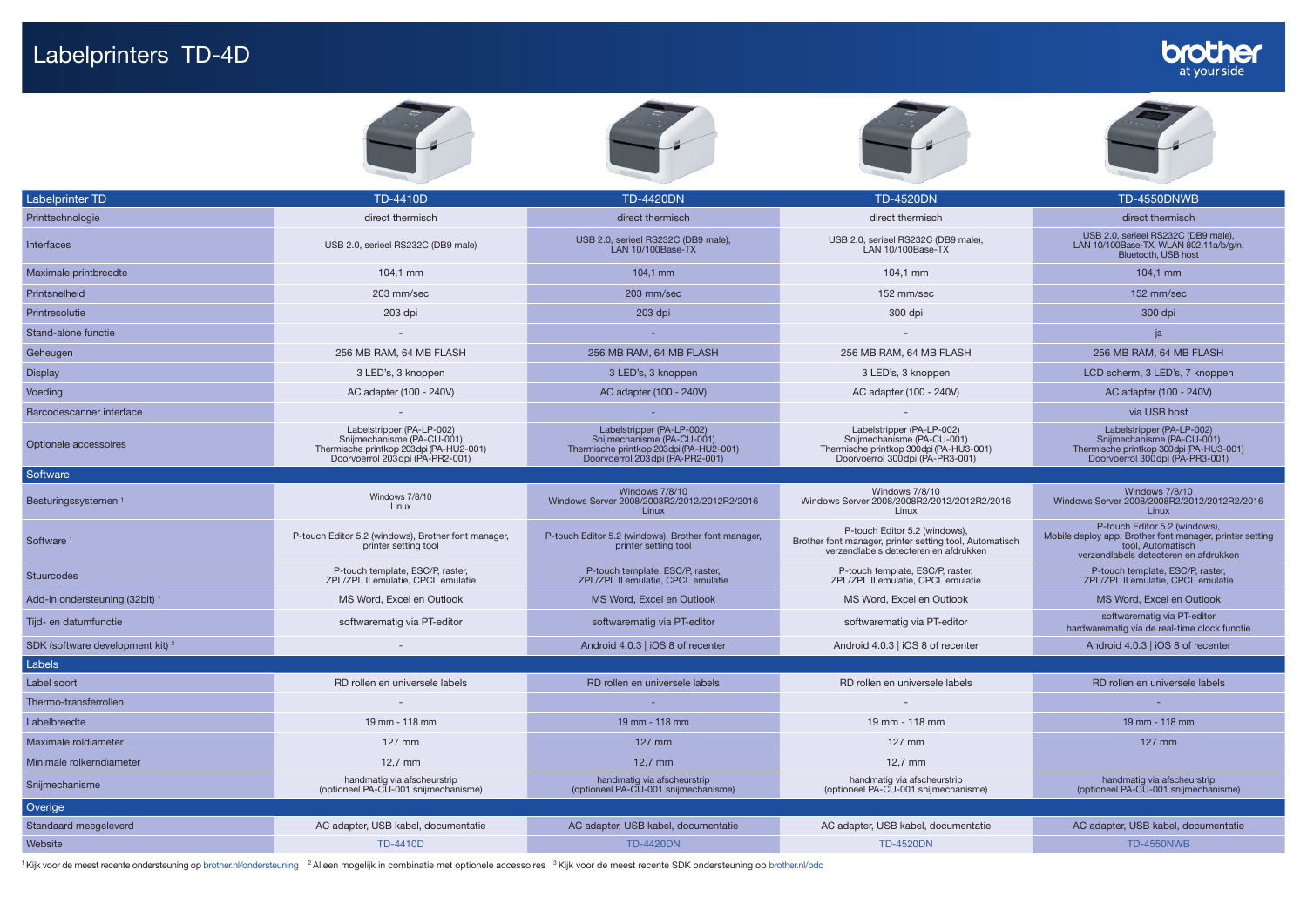# Labelprinters TD-4D

| Labelprinter TD | TD-4410D | TD-4420DN | TD-4520DN | TD-4550DNWB |
|---|---|---|---|---|
| Printtechnologie | direct thermisch | direct thermisch | direct thermisch | direct thermisch |
| Interfaces | USB 2.0, serieel RS232C (DB9 male) | USB 2.0, serieel RS232C (DB9 male), LAN 10/100Base-TX | USB 2.0, serieel RS232C (DB9 male), LAN 10/100Base-TX | USB 2.0, serieel RS232C (DB9 male), LAN 10/100Base-TX, WLAN 802.11a/b/g/n, Bluetooth, USB host |
| Maximale printbreedte | 104,1 mm | 104,1 mm | 104,1 mm | 104,1 mm |
| Printsnelheid | 203 mm/sec | 203 mm/sec | 152 mm/sec | 152 mm/sec |
| Printresolutie | 203 dpi | 203 dpi | 300 dpi | 300 dpi |
| Stand-alone functie | - | - | - | ja |
| Geheugen | 256 MB RAM, 64 MB FLASH | 256 MB RAM, 64 MB FLASH | 256 MB RAM, 64 MB FLASH | 256 MB RAM, 64 MB FLASH |
| Display | 3 LED's, 3 knoppen | 3 LED's, 3 knoppen | 3 LED's, 3 knoppen | LCD scherm, 3 LED's, 7 knoppen |
| Voeding | AC adapter (100 - 240V) | AC adapter (100 - 240V) | AC adapter (100 - 240V) | AC adapter (100 - 240V) |
| Barcodescanner interface | - | - | - | via USB host |
| Optionele accessoires | Labelstripper (PA-LP-002) Snijmechanisme (PA-CU-001) Thermische printkop 203dpi (PA-HU2-001) Doorvoerrol 203dpi (PA-PR2-001) | Labelstripper (PA-LP-002) Snijmechanisme (PA-CU-001) Thermische printkop 203dpi (PA-HU2-001) Doorvoerrol 203dpi (PA-PR2-001) | Labelstripper (PA-LP-002) Snijmechanisme (PA-CU-001) Thermische printkop 300dpi (PA-HU3-001) Doorvoerrol 300dpi (PA-PR3-001) | Labelstripper (PA-LP-002) Snijmechanisme (PA-CU-001) Thermische printkop 300dpi (PA-HU3-001) Doorvoerrol 300dpi (PA-PR3-001) |
| **Software** | | | | |
| Besturingssystemen [1] | Windows 7/8/10 Linux | Windows 7/8/10 Windows Server 2008/2008R2/2012/2012R2/2016 Linux | Windows 7/8/10 Windows Server 2008/2008R2/2012/2012R2/2016 Linux | Windows 7/8/10 Windows Server 2008/2008R2/2012/2012R2/2016 Linux |
| Software [1] | P-touch Editor 5.2 (windows), Brother font manager, printer setting tool | P-touch Editor 5.2 (windows), Brother font manager, printer setting tool | P-touch Editor 5.2 (windows), Brother font manager, printer setting tool, Automatisch verzendlabels detecteren en afdrukken | P-touch Editor 5.2 (windows), Mobile deploy app, Brother font manager, printer setting tool, Automatisch verzendlabels detecteren en afdrukken |
| Stuurcodes | P-touch template, ESC/P, raster, ZPL/ZPL II emulatie, CPCL emulatie | P-touch template, ESC/P, raster, ZPL/ZPL II emulatie, CPCL emulatie | P-touch template, ESC/P, raster, ZPL/ZPL II emulatie, CPCL emulatie | P-touch template, ESC/P, raster, ZPL/ZPL II emulatie, CPCL emulatie |
| Add-in ondersteuning (32bit) [1] | MS Word, Excel en Outlook | MS Word, Excel en Outlook | MS Word, Excel en Outlook | MS Word, Excel en Outlook |
| Tijd- en datumfunctie | softwarematig via PT-editor | softwarematig via PT-editor | softwarematig via PT-editor | softwarematig via PT-editor hardwarematig via de real-time clock functie |
| SDK (software development kit) [3] | - | Android 4.0.3 \| iOS 8 of recenter | Android 4.0.3 \| iOS 8 of recenter | Android 4.0.3 \| iOS 8 of recenter |
| **Labels** | | | | |
| Label soort | RD rollen en universele labels | RD rollen en universele labels | RD rollen en universele labels | RD rollen en universele labels |
| Thermo-transferrollen | - | - | - | - |
| Labelbreedte | 19 mm - 118 mm | 19 mm - 118 mm | 19 mm - 118 mm | 19 mm - 118 mm |
| Maximale roldiameter | 127 mm | 127 mm | 127 mm | 127 mm |
| Minimale rolkerndiameter | 12,7 mm | 12,7 mm | 12,7 mm | |
| Snijmechanisme | handmatig via afscheurstrip (optioneel PA-CU-001 snijmechanisme) | handmatig via afscheurstrip (optioneel PA-CU-001 snijmechanisme) | handmatig via afscheurstrip (optioneel PA-CU-001 snijmechanisme) | handmatig via afscheurstrip (optioneel PA-CU-001 snijmechanisme) |
| **Overige** | | | | |
| Standaard meegeleverd | AC adapter, USB kabel, documentatie | AC adapter, USB kabel, documentatie | AC adapter, USB kabel, documentatie | AC adapter, USB kabel, documentatie |
| Website | TD-4410D | TD-4420DN | TD-4520DN | TD-4550NWB |

[1] Kijk voor de meest recente ondersteuning op brother.nl/ondersteuning [2] Alleen mogelijk in combinatie met optionele accessoires [3] Kijk voor de meest recente SDK ondersteuning op brother.nl/bdc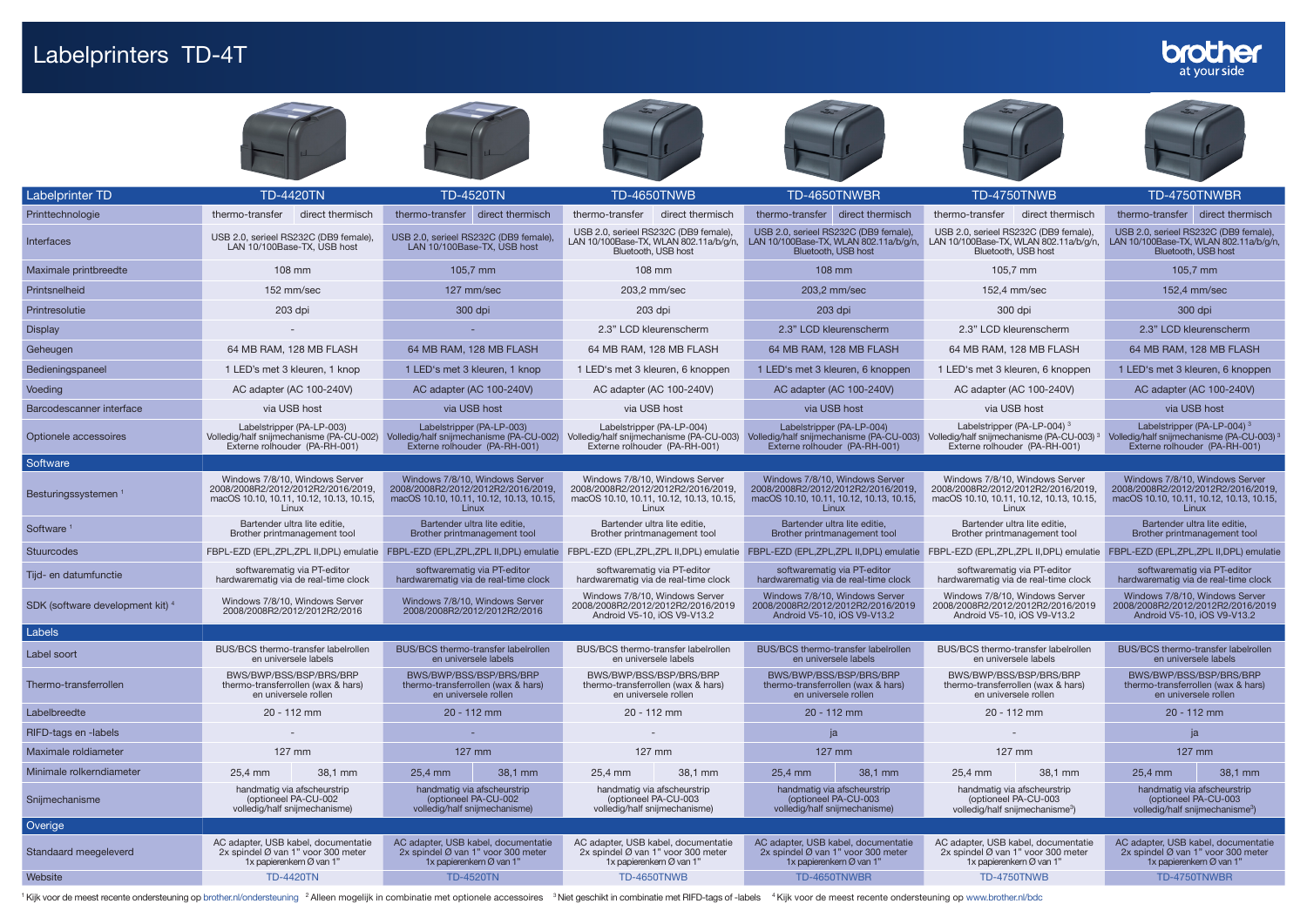# Labelprinters TD-4T

| Labelprinter TD | TD-4420TN | TD-4520TN | TD-4650TNWB | TD-4650TNWBR | TD-4750TNWB | TD-4750TNWBR |
|---|---|---|---|---|---|---|
| Printtechnologie | thermo-transfer / direct thermisch | thermo-transfer / direct thermisch | thermo-transfer / direct thermisch | thermo-transfer / direct thermisch | thermo-transfer / direct thermisch | thermo-transfer / direct thermisch |
| Interfaces | USB 2.0, serieel RS232C (DB9 female), LAN 10/100Base-TX, USB host | USB 2.0, serieel RS232C (DB9 female), LAN 10/100Base-TX, USB host | USB 2.0, serieel RS232C (DB9 female), LAN 10/100Base-TX, WLAN 802.11a/b/g/n, Bluetooth, USB host | USB 2.0, serieel RS232C (DB9 female), LAN 10/100Base-TX, WLAN 802.11a/b/g/n, Bluetooth, USB host | USB 2.0, serieel RS232C (DB9 female), LAN 10/100Base-TX, WLAN 802.11a/b/g/n, Bluetooth, USB host | USB 2.0, serieel RS232C (DB9 female), LAN 10/100Base-TX, WLAN 802.11a/b/g/n, Bluetooth, USB host |
| Maximale printbreedte | 108 mm | 105,7 mm | 108 mm | 108 mm | 105,7 mm | 105,7 mm |
| Printsnelheid | 152 mm/sec | 127 mm/sec | 203,2 mm/sec | 203,2 mm/sec | 152,4 mm/sec | 152,4 mm/sec |
| Printresolutie | 203 dpi | 300 dpi | 203 dpi | 203 dpi | 300 dpi | 300 dpi |
| Display | - | - | 2.3" LCD kleurenscherm | 2.3" LCD kleurenscherm | 2.3" LCD kleurenscherm | 2.3" LCD kleurenscherm |
| Geheugen | 64 MB RAM, 128 MB FLASH | 64 MB RAM, 128 MB FLASH | 64 MB RAM, 128 MB FLASH | 64 MB RAM, 128 MB FLASH | 64 MB RAM, 128 MB FLASH | 64 MB RAM, 128 MB FLASH |
| Bedieningspaneel | 1 LED's met 3 kleuren, 1 knop | 1 LED's met 3 kleuren, 1 knop | 1 LED's met 3 kleuren, 6 knoppen | 1 LED's met 3 kleuren, 6 knoppen | 1 LED's met 3 kleuren, 6 knoppen | 1 LED's met 3 kleuren, 6 knoppen |
| Voeding | AC adapter (AC 100-240V) | AC adapter (AC 100-240V) | AC adapter (AC 100-240V) | AC adapter (AC 100-240V) | AC adapter (AC 100-240V) | AC adapter (AC 100-240V) |
| Barcodescanner interface | via USB host | via USB host | via USB host | via USB host | via USB host | via USB host |
| Optionele accessoires | Labelstripper (PA-LP-003) Volledig/half snijmechanisme (PA-CU-002) Externe rolhouder (PA-RH-001) | Labelstripper (PA-LP-003) Volledig/half snijmechanisme (PA-CU-002) Externe rolhouder (PA-RH-001) | Labelstripper (PA-LP-004) Volledig/half snijmechanisme (PA-CU-003) Externe rolhouder (PA-RH-001) | Labelstripper (PA-LP-004) Volledig/half snijmechanisme (PA-CU-003) Externe rolhouder (PA-RH-001) | Labelstripper (PA-LP-004) [3] Volledig/half snijmechanisme (PA-CU-003) [3] Externe rolhouder (PA-RH-001) | Labelstripper (PA-LP-004) [3] Volledig/half snijmechanisme (PA-CU-003) [3] Externe rolhouder (PA-RH-001) |
| **Software** | | | | | | |
| Besturingssystemen [1] | Windows 7/8/10, Windows Server 2008/2008R2/2012/2012R2/2016/2019, macOS 10.10, 10.11, 10.12, 10.13, 10.15, Linux | Windows 7/8/10, Windows Server 2008/2008R2/2012/2012R2/2016/2019, macOS 10.10, 10.11, 10.12, 10.13, 10.15, Linux | Windows 7/8/10, Windows Server 2008/2008R2/2012/2012R2/2016/2019, macOS 10.10, 10.11, 10.12, 10.13, 10.15, Linux | Windows 7/8/10, Windows Server 2008/2008R2/2012/2012R2/2016/2019, macOS 10.10, 10.11, 10.12, 10.13, 10.15, Linux | Windows 7/8/10, Windows Server 2008/2008R2/2012/2012R2/2016/2019, macOS 10.10, 10.11, 10.12, 10.13, 10.15, Linux | Windows 7/8/10, Windows Server 2008/2008R2/2012/2012R2/2016/2019, macOS 10.10, 10.11, 10.12, 10.13, 10.15, Linux |
| Software [1] | Bartender ultra lite editie, Brother printmanagement tool | Bartender ultra lite editie, Brother printmanagement tool | Bartender ultra lite editie, Brother printmanagement tool | Bartender ultra lite editie, Brother printmanagement tool | Bartender ultra lite editie, Brother printmanagement tool | Bartender ultra lite editie, Brother printmanagement tool |
| Stuurcodes | FBPL-EZD (EPL,ZPL,ZPL II,DPL) emulatie | FBPL-EZD (EPL,ZPL,ZPL II,DPL) emulatie | FBPL-EZD (EPL,ZPL,ZPL II,DPL) emulatie | FBPL-EZD (EPL,ZPL,ZPL II,DPL) emulatie | FBPL-EZD (EPL,ZPL,ZPL II,DPL) emulatie | FBPL-EZD (EPL,ZPL,ZPL II,DPL) emulatie |
| Tijd- en datumfunctie | softwarematig via PT-editor hardwarematig via de real-time clock | softwarematig via PT-editor hardwarematig via de real-time clock | softwarematig via PT-editor hardwarematig via de real-time clock | softwarematig via PT-editor hardwarematig via de real-time clock | softwarematig via PT-editor hardwarematig via de real-time clock | softwarematig via PT-editor hardwarematig via de real-time clock |
| SDK (software development kit) [4] | Windows 7/8/10, Windows Server 2008/2008R2/2012/2012R2/2016 | Windows 7/8/10, Windows Server 2008/2008R2/2012/2012R2/2016 | Windows 7/8/10, Windows Server 2008/2008R2/2012/2012R2/2016/2019 Android V5-10, iOS V9-V13.2 | Windows 7/8/10, Windows Server 2008/2008R2/2012/2012R2/2016/2019 Android V5-10, iOS V9-V13.2 | Windows 7/8/10, Windows Server 2008/2008R2/2012/2012R2/2016/2019 Android V5-10, iOS V9-V13.2 | Windows 7/8/10, Windows Server 2008/2008R2/2012/2012R2/2016/2019 Android V5-10, iOS V9-V13.2 |
| **Labels** | | | | | | |
| Label soort | BUS/BCS thermo-transfer labelrollen en universele labels | BUS/BCS thermo-transfer labelrollen en universele labels | BUS/BCS thermo-transfer labelrollen en universele labels | BUS/BCS thermo-transfer labelrollen en universele labels | BUS/BCS thermo-transfer labelrollen en universele labels | BUS/BCS thermo-transfer labelrollen en universele labels |
| Thermo-transferrollen | BWS/BWP/BSS/BSP/BRS/BRP thermo-transferrollen (wax & hars) en universele rollen | BWS/BWP/BSS/BSP/BRS/BRP thermo-transferrollen (wax & hars) en universele rollen | BWS/BWP/BSS/BSP/BRS/BRP thermo-transferrollen (wax & hars) en universele rollen | BWS/BWP/BSS/BSP/BRS/BRP thermo-transferrollen (wax & hars) en universele rollen | BWS/BWP/BSS/BSP/BRS/BRP thermo-transferrollen (wax & hars) en universele rollen | BWS/BWP/BSS/BSP/BRS/BRP thermo-transferrollen (wax & hars) en universele rollen |
| Labelbreedte | 20 - 112 mm | 20 - 112 mm | 20 - 112 mm | 20 - 112 mm | 20 - 112 mm | 20 - 112 mm |
| RIFD-tags en -labels | - | - | - | ja | - | ja |
| Maximale roldiameter | 127 mm | 127 mm | 127 mm | 127 mm | 127 mm | 127 mm |
| Minimale rolkerndiameter | 25,4 mm / 38,1 mm | 25,4 mm / 38,1 mm | 25,4 mm / 38,1 mm | 25,4 mm / 38,1 mm | 25,4 mm / 38,1 mm | 25,4 mm / 38,1 mm |
| Snijmechanisme | handmatig via afscheurstrip (optioneel PA-CU-002 volledig/half snijmechanisme) | handmatig via afscheurstrip (optioneel PA-CU-002 volledig/half snijmechanisme) | handmatig via afscheurstrip (optioneel PA-CU-003 volledig/half snijmechanisme) | handmatig via afscheurstrip (optioneel PA-CU-003 volledig/half snijmechanisme) | handmatig via afscheurstrip (optioneel PA-CU-003 volledig/half snijmechanisme[3]) | handmatig via afscheurstrip (optioneel PA-CU-003 volledig/half snijmechanisme[3]) |
| **Overige** | | | | | | |
| Standaard meegeleverd | AC adapter, USB kabel, documentatie 2x spindel Ø van 1" voor 300 meter 1x papierenkern Ø van 1" | AC adapter, USB kabel, documentatie 2x spindel Ø van 1" voor 300 meter 1x papierenkern Ø van 1" | AC adapter, USB kabel, documentatie 2x spindel Ø van 1" voor 300 meter 1x papierenkern Ø van 1" | AC adapter, USB kabel, documentatie 2x spindel Ø van 1" voor 300 meter 1x papierenkern Ø van 1" | AC adapter, USB kabel, documentatie 2x spindel Ø van 1" voor 300 meter 1x papierenkern Ø van 1" | AC adapter, USB kabel, documentatie 2x spindel Ø van 1" voor 300 meter 1x papierenkern Ø van 1" |
| Website | TD-4420TN | TD-4520TN | TD-4650TNWB | TD-4650TNWBR | TD-4750TNWB | TD-4750TNWBR |

[1] Kijk voor de meest recente ondersteuning op brother.nl/ondersteuning [2] Alleen mogelijk in combinatie met optionele accessoires [3] Niet geschikt in combinatie met RIFD-tags of -labels [4] Kijk voor de meest recente ondersteuning op www.brother.nl/bdc